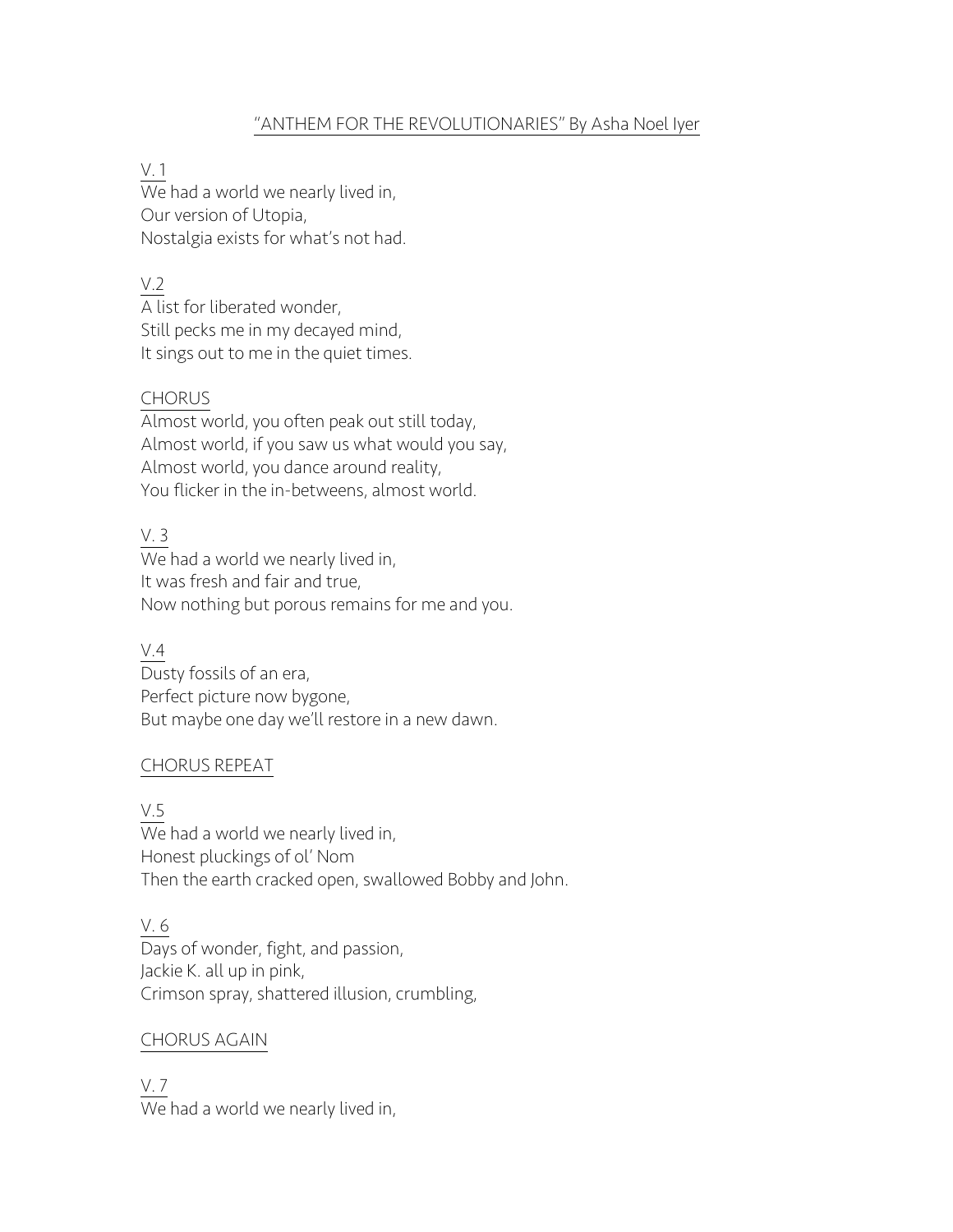"ANTHEM FOR THE REVOLUTIONARIES" By Asha Noel Iyer

V. 1
We had a world we nearly lived in,
Our version of Utopia,
Nostalgia exists for what's not had.

V.2
A list for liberated wonder,
Still pecks me in my decayed mind,
It sings out to me in the quiet times.

CHORUS
Almost world, you often peak out still today,
Almost world, if you saw us what would you say,
Almost world, you dance around reality,
You flicker in the in-betweens, almost world.

V. 3
We had a world we nearly lived in,
It was fresh and fair and true,
Now nothing but porous remains for me and you.

V.4
Dusty fossils of an era,
Perfect picture now bygone,
But maybe one day we'll restore in a new dawn.

CHORUS REPEAT

V.5
We had a world we nearly lived in,
Honest pluckings of ol' Nom
Then the earth cracked open, swallowed Bobby and John.

V. 6
Days of wonder, fight, and passion,
Jackie K. all up in pink,
Crimson spray, shattered illusion, crumbling,

CHORUS AGAIN

V. 7
We had a world we nearly lived in,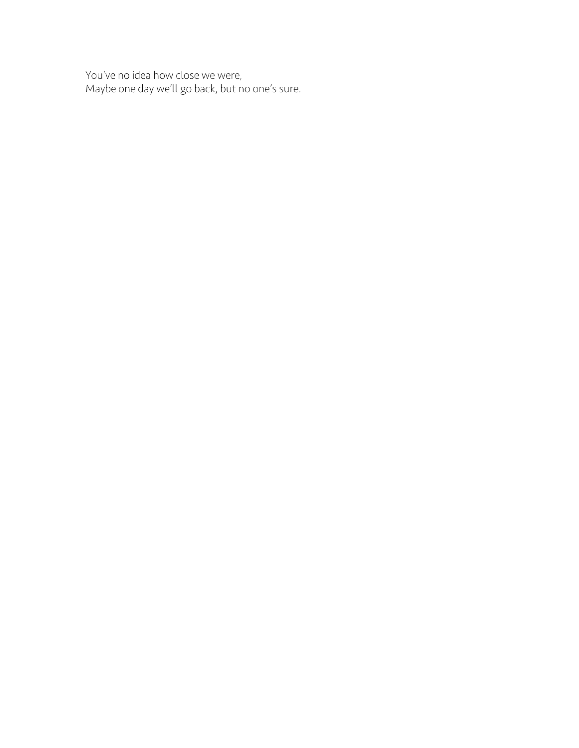You've no idea how close we were,
Maybe one day we'll go back, but no one's sure.